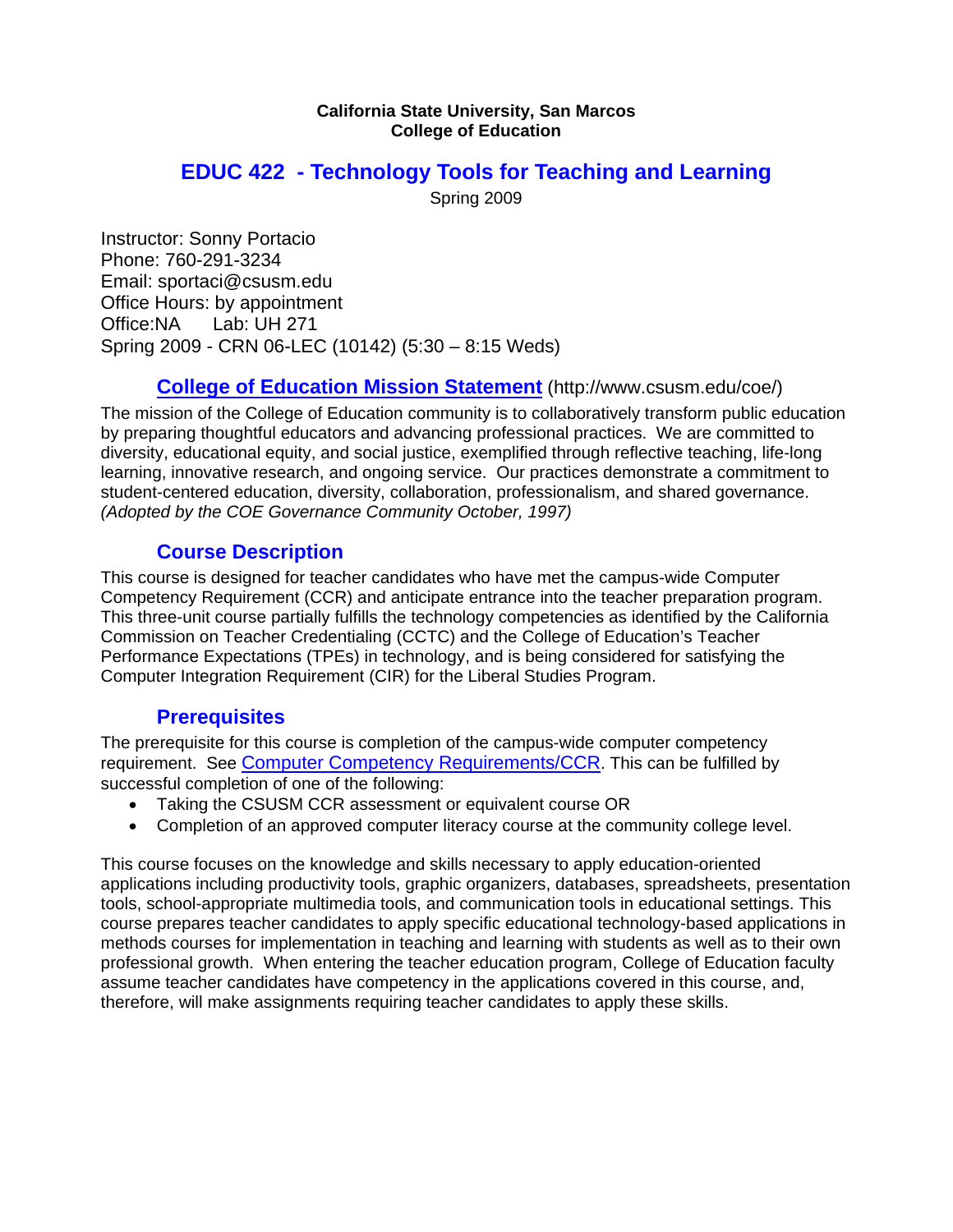**California State University, San Marcos**
**College of Education**

# EDUC 422 - Technology Tools for Teaching and Learning

Spring 2009

Instructor: Sonny Portacio
Phone: 760-291-3234
Email: sportaci@csusm.edu
Office Hours: by appointment
Office:NA    Lab: UH 271
Spring 2009 - CRN 06-LEC (10142) (5:30 – 8:15 Weds)

## College of Education Mission Statement (http://www.csusm.edu/coe/)

The mission of the College of Education community is to collaboratively transform public education by preparing thoughtful educators and advancing professional practices. We are committed to diversity, educational equity, and social justice, exemplified through reflective teaching, life-long learning, innovative research, and ongoing service. Our practices demonstrate a commitment to student-centered education, diversity, collaboration, professionalism, and shared governance. *(Adopted by the COE Governance Community October, 1997)*

## Course Description

This course is designed for teacher candidates who have met the campus-wide Computer Competency Requirement (CCR) and anticipate entrance into the teacher preparation program. This three-unit course partially fulfills the technology competencies as identified by the California Commission on Teacher Credentialing (CCTC) and the College of Education's Teacher Performance Expectations (TPEs) in technology, and is being considered for satisfying the Computer Integration Requirement (CIR) for the Liberal Studies Program.

## Prerequisites

The prerequisite for this course is completion of the campus-wide computer competency requirement. See Computer Competency Requirements/CCR. This can be fulfilled by successful completion of one of the following:

- Taking the CSUSM CCR assessment or equivalent course OR
- Completion of an approved computer literacy course at the community college level.

This course focuses on the knowledge and skills necessary to apply education-oriented applications including productivity tools, graphic organizers, databases, spreadsheets, presentation tools, school-appropriate multimedia tools, and communication tools in educational settings. This course prepares teacher candidates to apply specific educational technology-based applications in methods courses for implementation in teaching and learning with students as well as to their own professional growth. When entering the teacher education program, College of Education faculty assume teacher candidates have competency in the applications covered in this course, and, therefore, will make assignments requiring teacher candidates to apply these skills.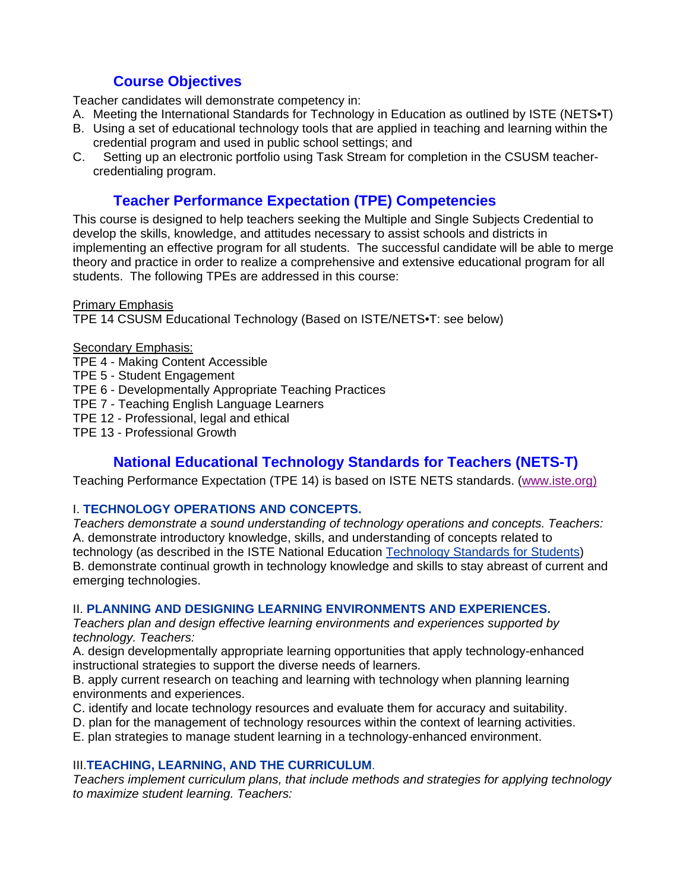## Course Objectives

Teacher candidates will demonstrate competency in:

A. Meeting the International Standards for Technology in Education as outlined by ISTE (NETS•T)
B. Using a set of educational technology tools that are applied in teaching and learning within the credential program and used in public school settings; and
C. Setting up an electronic portfolio using Task Stream for completion in the CSUSM teacher-credentialing program.

## Teacher Performance Expectation (TPE) Competencies

This course is designed to help teachers seeking the Multiple and Single Subjects Credential to develop the skills, knowledge, and attitudes necessary to assist schools and districts in implementing an effective program for all students. The successful candidate will be able to merge theory and practice in order to realize a comprehensive and extensive educational program for all students. The following TPEs are addressed in this course:

Primary Emphasis
TPE 14 CSUSM Educational Technology (Based on ISTE/NETS•T: see below)

Secondary Emphasis:
TPE 4 - Making Content Accessible
TPE 5 - Student Engagement
TPE 6 - Developmentally Appropriate Teaching Practices
TPE 7 - Teaching English Language Learners
TPE 12 - Professional, legal and ethical
TPE 13 - Professional Growth

## National Educational Technology Standards for Teachers (NETS-T)

Teaching Performance Expectation (TPE 14) is based on ISTE NETS standards. (www.iste.org)

### I. TECHNOLOGY OPERATIONS AND CONCEPTS.

*Teachers demonstrate a sound understanding of technology operations and concepts. Teachers:*

A. demonstrate introductory knowledge, skills, and understanding of concepts related to technology (as described in the ISTE National Education Technology Standards for Students)
B. demonstrate continual growth in technology knowledge and skills to stay abreast of current and emerging technologies.

### II. PLANNING AND DESIGNING LEARNING ENVIRONMENTS AND EXPERIENCES.

*Teachers plan and design effective learning environments and experiences supported by technology. Teachers:*

A. design developmentally appropriate learning opportunities that apply technology-enhanced instructional strategies to support the diverse needs of learners.
B. apply current research on teaching and learning with technology when planning learning environments and experiences.
C. identify and locate technology resources and evaluate them for accuracy and suitability.
D. plan for the management of technology resources within the context of learning activities.
E. plan strategies to manage student learning in a technology-enhanced environment.

### III. TEACHING, LEARNING, AND THE CURRICULUM.

*Teachers implement curriculum plans, that include methods and strategies for applying technology to maximize student learning. Teachers:*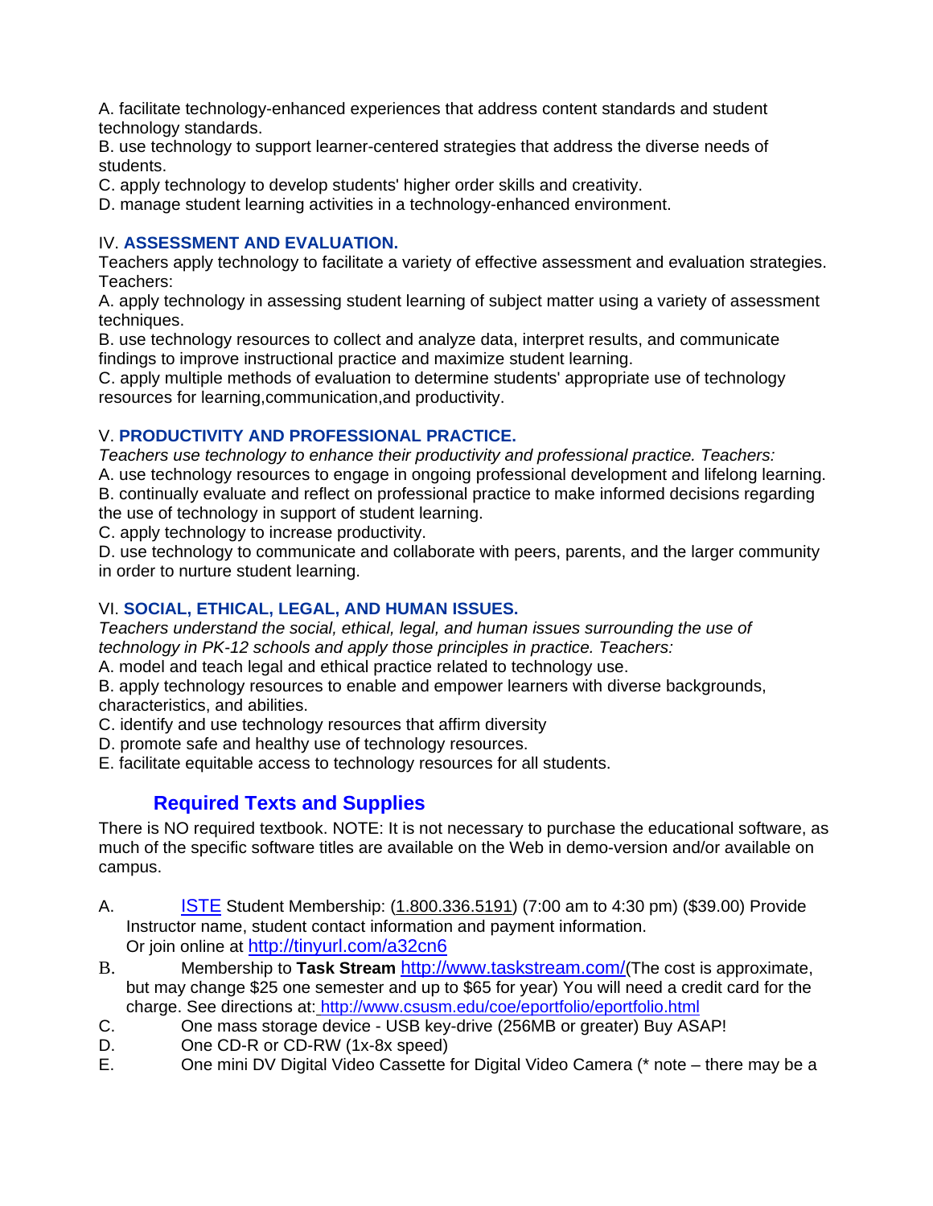A. facilitate technology-enhanced experiences that address content standards and student technology standards.
B. use technology to support learner-centered strategies that address the diverse needs of students.
C. apply technology to develop students' higher order skills and creativity.
D. manage student learning activities in a technology-enhanced environment.

IV. **ASSESSMENT AND EVALUATION.**
Teachers apply technology to facilitate a variety of effective assessment and evaluation strategies. Teachers:
A. apply technology in assessing student learning of subject matter using a variety of assessment techniques.
B. use technology resources to collect and analyze data, interpret results, and communicate findings to improve instructional practice and maximize student learning.
C. apply multiple methods of evaluation to determine students' appropriate use of technology resources for learning,communication,and productivity.

V. **PRODUCTIVITY AND PROFESSIONAL PRACTICE.**
*Teachers use technology to enhance their productivity and professional practice. Teachers:*
A. use technology resources to engage in ongoing professional development and lifelong learning.
B. continually evaluate and reflect on professional practice to make informed decisions regarding the use of technology in support of student learning.
C. apply technology to increase productivity.
D. use technology to communicate and collaborate with peers, parents, and the larger community in order to nurture student learning.

VI. **SOCIAL, ETHICAL, LEGAL, AND HUMAN ISSUES.**
*Teachers understand the social, ethical, legal, and human issues surrounding the use of technology in PK-12 schools and apply those principles in practice. Teachers:*
A. model and teach legal and ethical practice related to technology use.
B. apply technology resources to enable and empower learners with diverse backgrounds, characteristics, and abilities.
C. identify and use technology resources that affirm diversity
D. promote safe and healthy use of technology resources.
E. facilitate equitable access to technology resources for all students.

## Required Texts and Supplies

There is NO required textbook. NOTE: It is not necessary to purchase the educational software, as much of the specific software titles are available on the Web in demo-version and/or available on campus.

A. ISTE Student Membership: (1.800.336.5191) (7:00 am to 4:30 pm) ($39.00) Provide Instructor name, student contact information and payment information.
Or join online at http://tinyurl.com/a32cn6
B. Membership to **Task Stream** http://www.taskstream.com/(The cost is approximate, but may change $25 one semester and up to $65 for year) You will need a credit card for the charge. See directions at: http://www.csusm.edu/coe/eportfolio/eportfolio.html
C. One mass storage device - USB key-drive (256MB or greater) Buy ASAP!
D. One CD-R or CD-RW (1x-8x speed)
E. One mini DV Digital Video Cassette for Digital Video Camera (* note – there may be a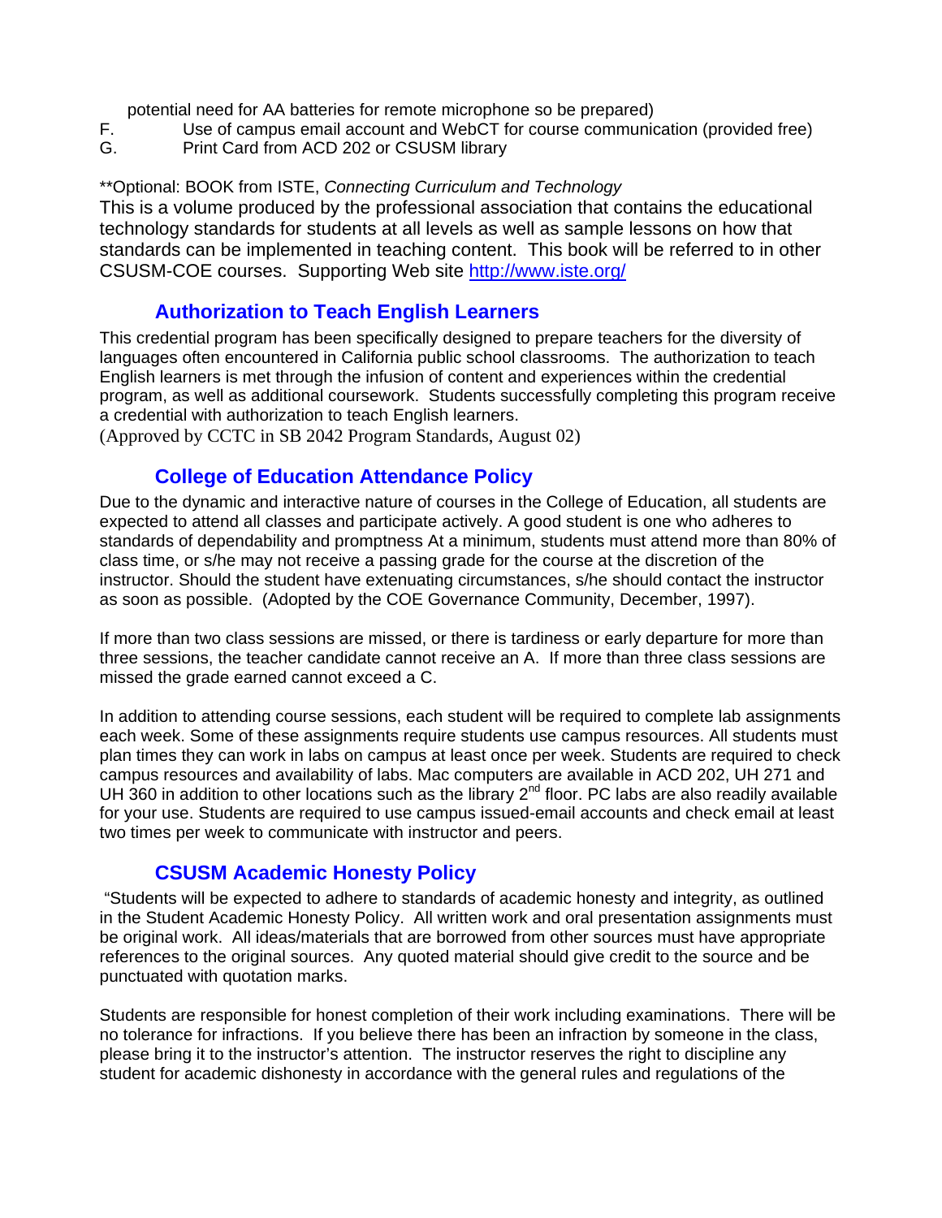potential need for AA batteries for remote microphone so be prepared)

F. Use of campus email account and WebCT for course communication (provided free)

G. Print Card from ACD 202 or CSUSM library

**Optional: BOOK from ISTE, *Connecting Curriculum and Technology*

This is a volume produced by the professional association that contains the educational technology standards for students at all levels as well as sample lessons on how that standards can be implemented in teaching content. This book will be referred to in other CSUSM-COE courses. Supporting Web site [http://www.iste.org/](http://www.iste.org/)

## Authorization to Teach English Learners

This credential program has been specifically designed to prepare teachers for the diversity of languages often encountered in California public school classrooms. The authorization to teach English learners is met through the infusion of content and experiences within the credential program, as well as additional coursework. Students successfully completing this program receive a credential with authorization to teach English learners.
(Approved by CCTC in SB 2042 Program Standards, August 02)

## College of Education Attendance Policy

Due to the dynamic and interactive nature of courses in the College of Education, all students are expected to attend all classes and participate actively. A good student is one who adheres to standards of dependability and promptness At a minimum, students must attend more than 80% of class time, or s/he may not receive a passing grade for the course at the discretion of the instructor. Should the student have extenuating circumstances, s/he should contact the instructor as soon as possible. (Adopted by the COE Governance Community, December, 1997).

If more than two class sessions are missed, or there is tardiness or early departure for more than three sessions, the teacher candidate cannot receive an A. If more than three class sessions are missed the grade earned cannot exceed a C.

In addition to attending course sessions, each student will be required to complete lab assignments each week. Some of these assignments require students use campus resources. All students must plan times they can work in labs on campus at least once per week. Students are required to check campus resources and availability of labs. Mac computers are available in ACD 202, UH 271 and UH 360 in addition to other locations such as the library 2nd floor. PC labs are also readily available for your use. Students are required to use campus issued-email accounts and check email at least two times per week to communicate with instructor and peers.

## CSUSM Academic Honesty Policy

"Students will be expected to adhere to standards of academic honesty and integrity, as outlined in the Student Academic Honesty Policy. All written work and oral presentation assignments must be original work. All ideas/materials that are borrowed from other sources must have appropriate references to the original sources. Any quoted material should give credit to the source and be punctuated with quotation marks.

Students are responsible for honest completion of their work including examinations. There will be no tolerance for infractions. If you believe there has been an infraction by someone in the class, please bring it to the instructor's attention. The instructor reserves the right to discipline any student for academic dishonesty in accordance with the general rules and regulations of the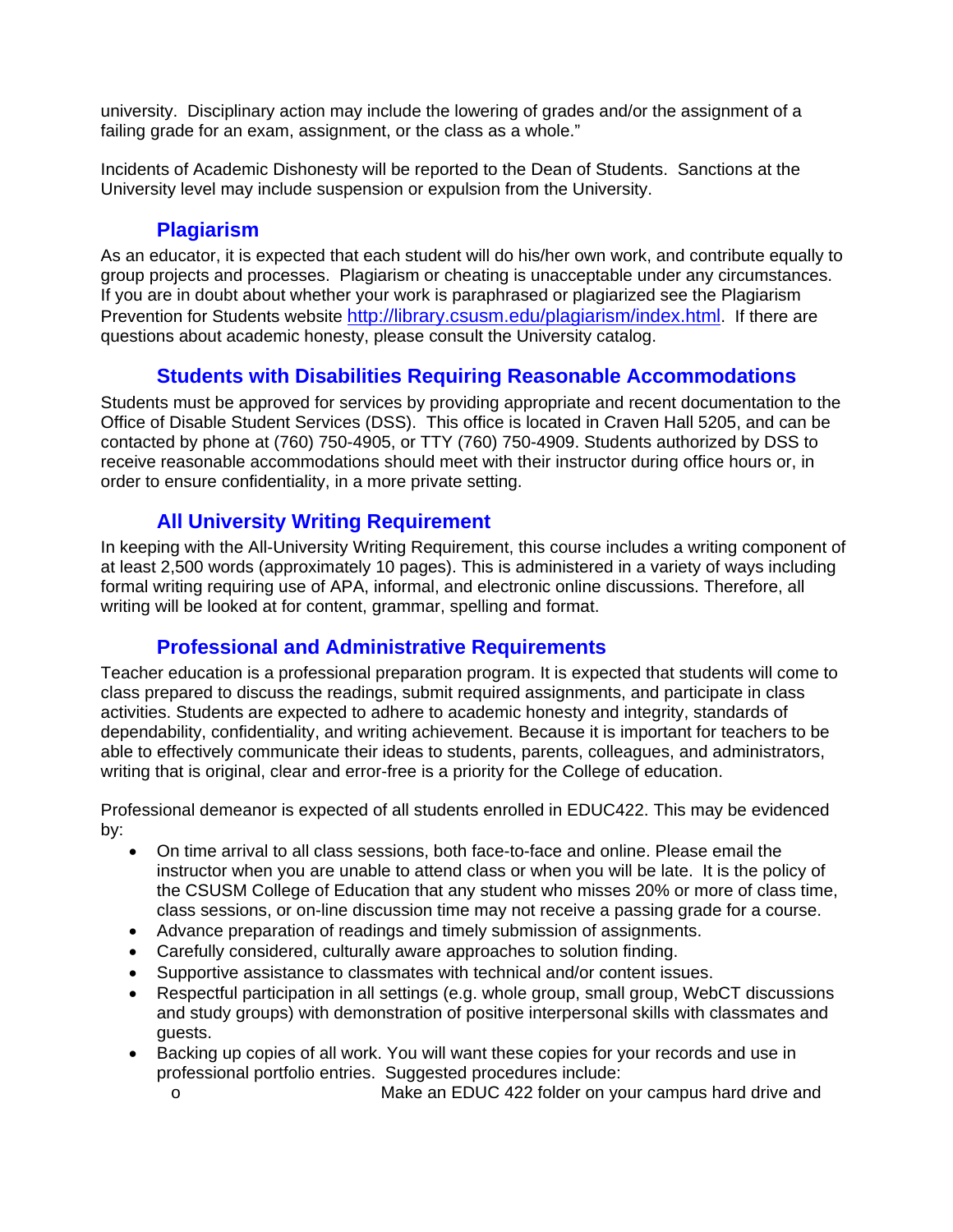university. Disciplinary action may include the lowering of grades and/or the assignment of a failing grade for an exam, assignment, or the class as a whole."

Incidents of Academic Dishonesty will be reported to the Dean of Students. Sanctions at the University level may include suspension or expulsion from the University.

## Plagiarism

As an educator, it is expected that each student will do his/her own work, and contribute equally to group projects and processes. Plagiarism or cheating is unacceptable under any circumstances. If you are in doubt about whether your work is paraphrased or plagiarized see the Plagiarism Prevention for Students website http://library.csusm.edu/plagiarism/index.html. If there are questions about academic honesty, please consult the University catalog.

## Students with Disabilities Requiring Reasonable Accommodations

Students must be approved for services by providing appropriate and recent documentation to the Office of Disable Student Services (DSS). This office is located in Craven Hall 5205, and can be contacted by phone at (760) 750-4905, or TTY (760) 750-4909. Students authorized by DSS to receive reasonable accommodations should meet with their instructor during office hours or, in order to ensure confidentiality, in a more private setting.

## All University Writing Requirement

In keeping with the All-University Writing Requirement, this course includes a writing component of at least 2,500 words (approximately 10 pages). This is administered in a variety of ways including formal writing requiring use of APA, informal, and electronic online discussions. Therefore, all writing will be looked at for content, grammar, spelling and format.

## Professional and Administrative Requirements

Teacher education is a professional preparation program. It is expected that students will come to class prepared to discuss the readings, submit required assignments, and participate in class activities. Students are expected to adhere to academic honesty and integrity, standards of dependability, confidentiality, and writing achievement. Because it is important for teachers to be able to effectively communicate their ideas to students, parents, colleagues, and administrators, writing that is original, clear and error-free is a priority for the College of education.

Professional demeanor is expected of all students enrolled in EDUC422. This may be evidenced by:

- On time arrival to all class sessions, both face-to-face and online. Please email the instructor when you are unable to attend class or when you will be late. It is the policy of the CSUSM College of Education that any student who misses 20% or more of class time, class sessions, or on-line discussion time may not receive a passing grade for a course.
- Advance preparation of readings and timely submission of assignments.
- Carefully considered, culturally aware approaches to solution finding.
- Supportive assistance to classmates with technical and/or content issues.
- Respectful participation in all settings (e.g. whole group, small group, WebCT discussions and study groups) with demonstration of positive interpersonal skills with classmates and guests.
- Backing up copies of all work. You will want these copies for your records and use in professional portfolio entries. Suggested procedures include:
    - Make an EDUC 422 folder on your campus hard drive and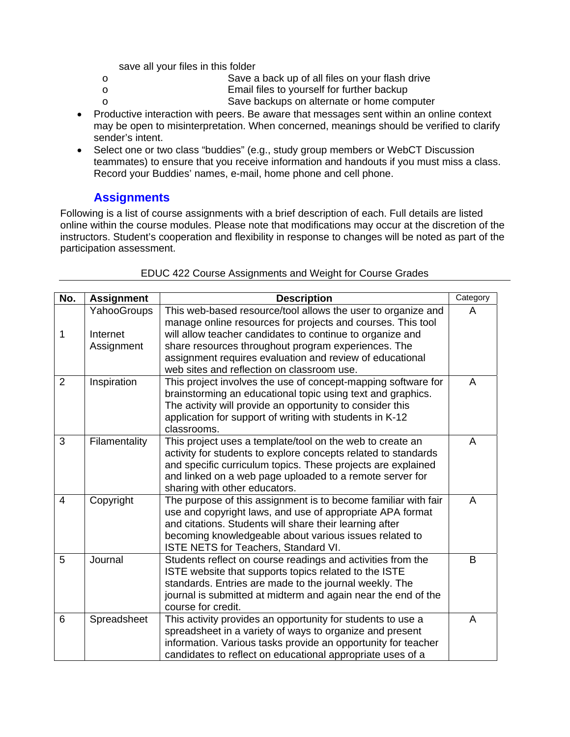save all your files in this folder

  - Save a back up of all files on your flash drive
  - Email files to yourself for further backup
  - Save backups on alternate or home computer

- Productive interaction with peers. Be aware that messages sent within an online context may be open to misinterpretation. When concerned, meanings should be verified to clarify sender's intent.
- Select one or two class "buddies" (e.g., study group members or WebCT Discussion teammates) to ensure that you receive information and handouts if you must miss a class. Record your Buddies' names, e-mail, home phone and cell phone.

## Assignments

Following is a list of course assignments with a brief description of each. Full details are listed online within the course modules. Please note that modifications may occur at the discretion of the instructors. Student's cooperation and flexibility in response to changes will be noted as part of the participation assessment.

EDUC 422 Course Assignments and Weight for Course Grades

| No. | Assignment | Description | Category |
|---|---|---|---|
| 1 | YahooGroups Internet Assignment | This web-based resource/tool allows the user to organize and manage online resources for projects and courses. This tool will allow teacher candidates to continue to organize and share resources throughout program experiences. The assignment requires evaluation and review of educational web sites and reflection on classroom use. | A |
| 2 | Inspiration | This project involves the use of concept-mapping software for brainstorming an educational topic using text and graphics. The activity will provide an opportunity to consider this application for support of writing with students in K-12 classrooms. | A |
| 3 | Filamentality | This project uses a template/tool on the web to create an activity for students to explore concepts related to standards and specific curriculum topics. These projects are explained and linked on a web page uploaded to a remote server for sharing with other educators. | A |
| 4 | Copyright | The purpose of this assignment is to become familiar with fair use and copyright laws, and use of appropriate APA format and citations. Students will share their learning after becoming knowledgeable about various issues related to ISTE NETS for Teachers, Standard VI. | A |
| 5 | Journal | Students reflect on course readings and activities from the ISTE website that supports topics related to the ISTE standards. Entries are made to the journal weekly. The journal is submitted at midterm and again near the end of the course for credit. | B |
| 6 | Spreadsheet | This activity provides an opportunity for students to use a spreadsheet in a variety of ways to organize and present information. Various tasks provide an opportunity for teacher candidates to reflect on educational appropriate uses of a | A |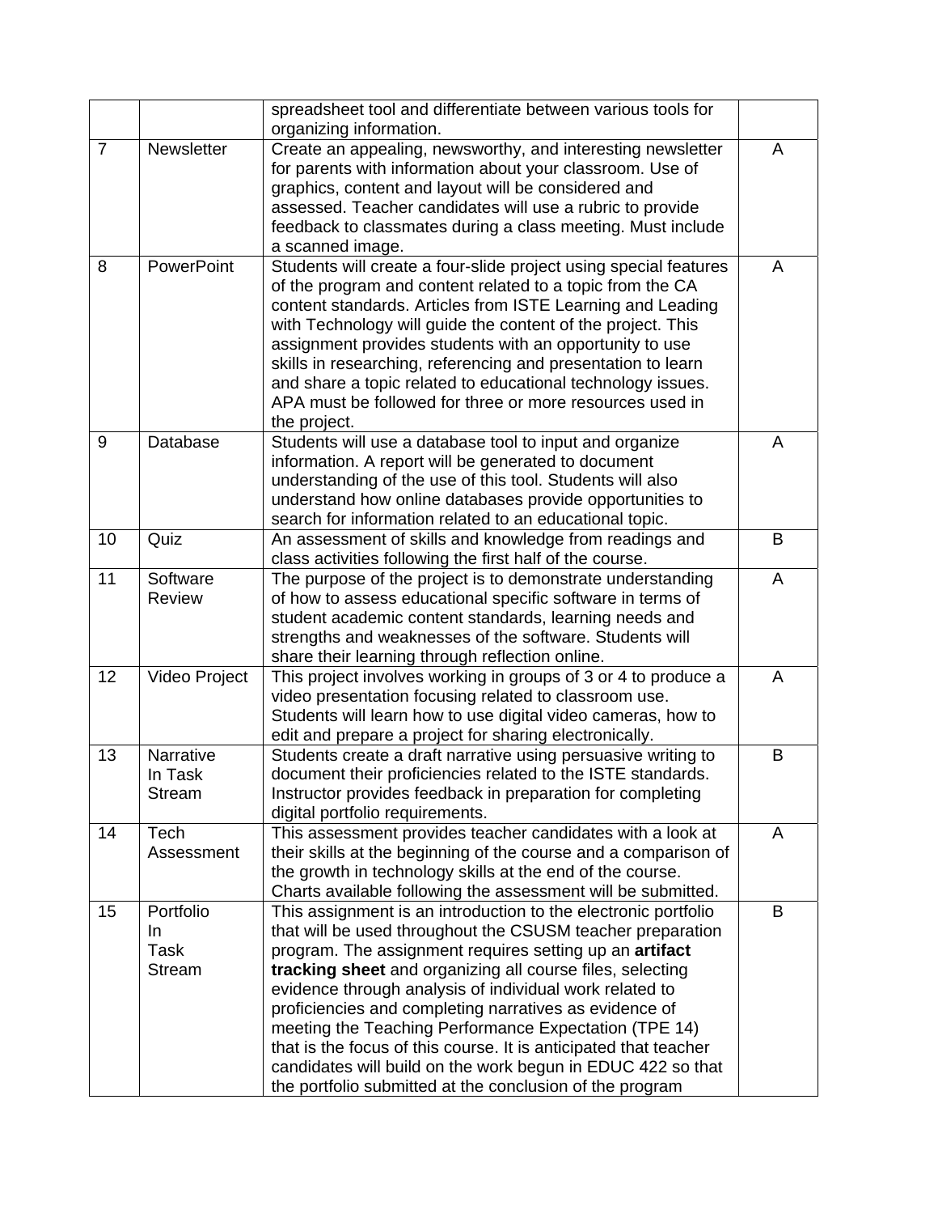| | | | |
|---|---|---|---|
| | | spreadsheet tool and differentiate between various tools for organizing information. | |
| 7 | Newsletter | Create an appealing, newsworthy, and interesting newsletter for parents with information about your classroom. Use of graphics, content and layout will be considered and assessed. Teacher candidates will use a rubric to provide feedback to classmates during a class meeting. Must include a scanned image. | A |
| 8 | PowerPoint | Students will create a four-slide project using special features of the program and content related to a topic from the CA content standards. Articles from ISTE Learning and Leading with Technology will guide the content of the project. This assignment provides students with an opportunity to use skills in researching, referencing and presentation to learn and share a topic related to educational technology issues. APA must be followed for three or more resources used in the project. | A |
| 9 | Database | Students will use a database tool to input and organize information. A report will be generated to document understanding of the use of this tool. Students will also understand how online databases provide opportunities to search for information related to an educational topic. | A |
| 10 | Quiz | An assessment of skills and knowledge from readings and class activities following the first half of the course. | B |
| 11 | Software Review | The purpose of the project is to demonstrate understanding of how to assess educational specific software in terms of student academic content standards, learning needs and strengths and weaknesses of the software. Students will share their learning through reflection online. | A |
| 12 | Video Project | This project involves working in groups of 3 or 4 to produce a video presentation focusing related to classroom use. Students will learn how to use digital video cameras, how to edit and prepare a project for sharing electronically. | A |
| 13 | Narrative In Task Stream | Students create a draft narrative using persuasive writing to document their proficiencies related to the ISTE standards. Instructor provides feedback in preparation for completing digital portfolio requirements. | B |
| 14 | Tech Assessment | This assessment provides teacher candidates with a look at their skills at the beginning of the course and a comparison of the growth in technology skills at the end of the course. Charts available following the assessment will be submitted. | A |
| 15 | Portfolio In Task Stream | This assignment is an introduction to the electronic portfolio that will be used throughout the CSUSM teacher preparation program. The assignment requires setting up an **artifact tracking sheet** and organizing all course files, selecting evidence through analysis of individual work related to proficiencies and completing narratives as evidence of meeting the Teaching Performance Expectation (TPE 14) that is the focus of this course. It is anticipated that teacher candidates will build on the work begun in EDUC 422 so that the portfolio submitted at the conclusion of the program | B |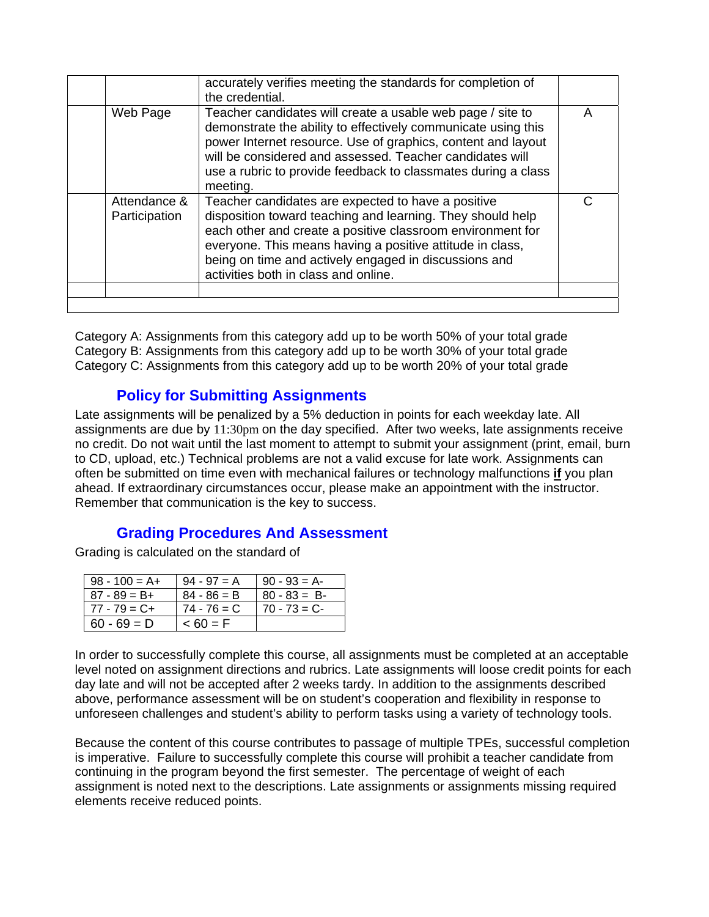| | | | |
|---|---|---|---|
| | | accurately verifies meeting the standards for completion of the credential. | |
| | Web Page | Teacher candidates will create a usable web page / site to demonstrate the ability to effectively communicate using this power Internet resource. Use of graphics, content and layout will be considered and assessed. Teacher candidates will use a rubric to provide feedback to classmates during a class meeting. | A |
| | Attendance & Participation | Teacher candidates are expected to have a positive disposition toward teaching and learning. They should help each other and create a positive classroom environment for everyone. This means having a positive attitude in class, being on time and actively engaged in discussions and activities both in class and online. | C |
| | | | |
| | | | |

Category A: Assignments from this category add up to be worth 50% of your total grade
Category B: Assignments from this category add up to be worth 30% of your total grade
Category C: Assignments from this category add up to be worth 20% of your total grade

## Policy for Submitting Assignments

Late assignments will be penalized by a 5% deduction in points for each weekday late. All assignments are due by 11:30pm on the day specified. After two weeks, late assignments receive no credit. Do not wait until the last moment to attempt to submit your assignment (print, email, burn to CD, upload, etc.) Technical problems are not a valid excuse for late work. Assignments can often be submitted on time even with mechanical failures or technology malfunctions **if** you plan ahead. If extraordinary circumstances occur, please make an appointment with the instructor. Remember that communication is the key to success.

## Grading Procedures And Assessment

Grading is calculated on the standard of

| | | |
|---|---|---|
| 98 - 100 = A+ | 94 - 97 = A | 90 - 93 = A- |
| 87 - 89 = B+ | 84 - 86 = B | 80 - 83 = B- |
| 77 - 79 = C+ | 74 - 76 = C | 70 - 73 = C- |
| 60 - 69 = D | < 60 = F | |

In order to successfully complete this course, all assignments must be completed at an acceptable level noted on assignment directions and rubrics. Late assignments will loose credit points for each day late and will not be accepted after 2 weeks tardy. In addition to the assignments described above, performance assessment will be on student's cooperation and flexibility in response to unforeseen challenges and student's ability to perform tasks using a variety of technology tools.

Because the content of this course contributes to passage of multiple TPEs, successful completion is imperative. Failure to successfully complete this course will prohibit a teacher candidate from continuing in the program beyond the first semester. The percentage of weight of each assignment is noted next to the descriptions. Late assignments or assignments missing required elements receive reduced points.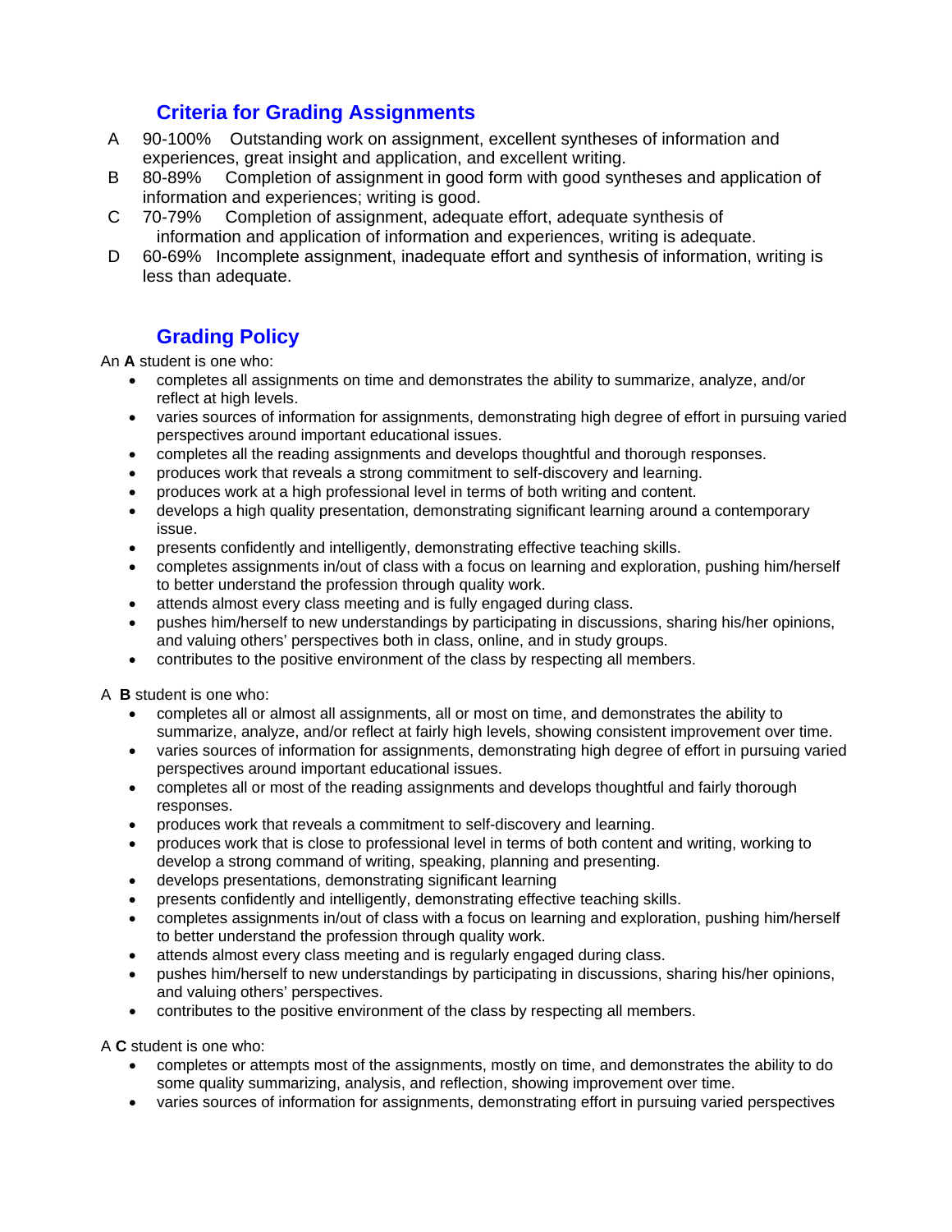## Criteria for Grading Assignments

A 90-100% Outstanding work on assignment, excellent syntheses of information and experiences, great insight and application, and excellent writing.

B 80-89% Completion of assignment in good form with good syntheses and application of information and experiences; writing is good.

C 70-79% Completion of assignment, adequate effort, adequate synthesis of information and application of information and experiences, writing is adequate.

D 60-69% Incomplete assignment, inadequate effort and synthesis of information, writing is less than adequate.

## Grading Policy

An **A** student is one who:

- completes all assignments on time and demonstrates the ability to summarize, analyze, and/or reflect at high levels.
- varies sources of information for assignments, demonstrating high degree of effort in pursuing varied perspectives around important educational issues.
- completes all the reading assignments and develops thoughtful and thorough responses.
- produces work that reveals a strong commitment to self-discovery and learning.
- produces work at a high professional level in terms of both writing and content.
- develops a high quality presentation, demonstrating significant learning around a contemporary issue.
- presents confidently and intelligently, demonstrating effective teaching skills.
- completes assignments in/out of class with a focus on learning and exploration, pushing him/herself to better understand the profession through quality work.
- attends almost every class meeting and is fully engaged during class.
- pushes him/herself to new understandings by participating in discussions, sharing his/her opinions, and valuing others' perspectives both in class, online, and in study groups.
- contributes to the positive environment of the class by respecting all members.

A **B** student is one who:

- completes all or almost all assignments, all or most on time, and demonstrates the ability to summarize, analyze, and/or reflect at fairly high levels, showing consistent improvement over time.
- varies sources of information for assignments, demonstrating high degree of effort in pursuing varied perspectives around important educational issues.
- completes all or most of the reading assignments and develops thoughtful and fairly thorough responses.
- produces work that reveals a commitment to self-discovery and learning.
- produces work that is close to professional level in terms of both content and writing, working to develop a strong command of writing, speaking, planning and presenting.
- develops presentations, demonstrating significant learning
- presents confidently and intelligently, demonstrating effective teaching skills.
- completes assignments in/out of class with a focus on learning and exploration, pushing him/herself to better understand the profession through quality work.
- attends almost every class meeting and is regularly engaged during class.
- pushes him/herself to new understandings by participating in discussions, sharing his/her opinions, and valuing others' perspectives.
- contributes to the positive environment of the class by respecting all members.

A **C** student is one who:

- completes or attempts most of the assignments, mostly on time, and demonstrates the ability to do some quality summarizing, analysis, and reflection, showing improvement over time.
- varies sources of information for assignments, demonstrating effort in pursuing varied perspectives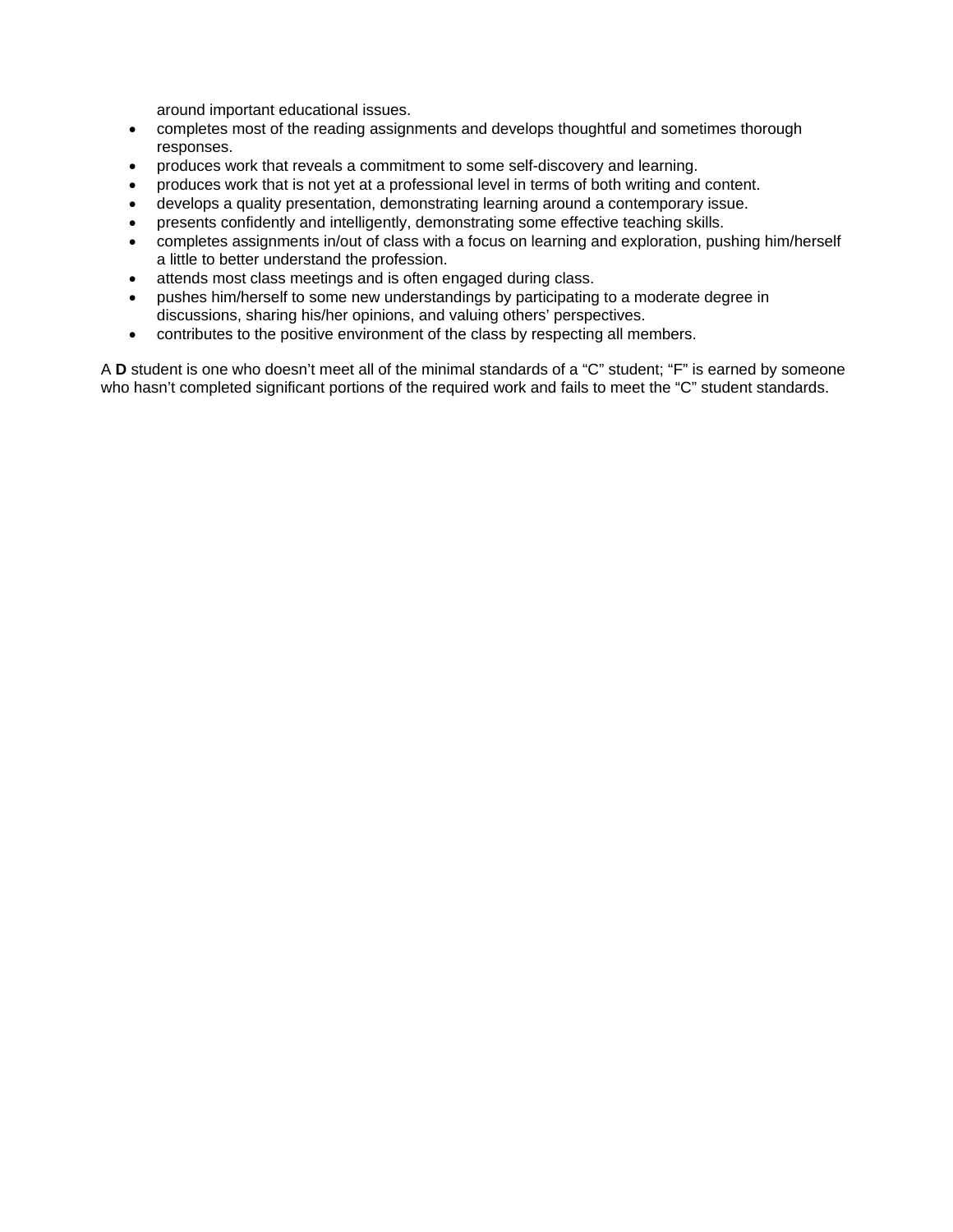around important educational issues.

- completes most of the reading assignments and develops thoughtful and sometimes thorough responses.
- produces work that reveals a commitment to some self-discovery and learning.
- produces work that is not yet at a professional level in terms of both writing and content.
- develops a quality presentation, demonstrating learning around a contemporary issue.
- presents confidently and intelligently, demonstrating some effective teaching skills.
- completes assignments in/out of class with a focus on learning and exploration, pushing him/herself a little to better understand the profession.
- attends most class meetings and is often engaged during class.
- pushes him/herself to some new understandings by participating to a moderate degree in discussions, sharing his/her opinions, and valuing others' perspectives.
- contributes to the positive environment of the class by respecting all members.

A **D** student is one who doesn't meet all of the minimal standards of a "C" student; "F" is earned by someone who hasn't completed significant portions of the required work and fails to meet the "C" student standards.